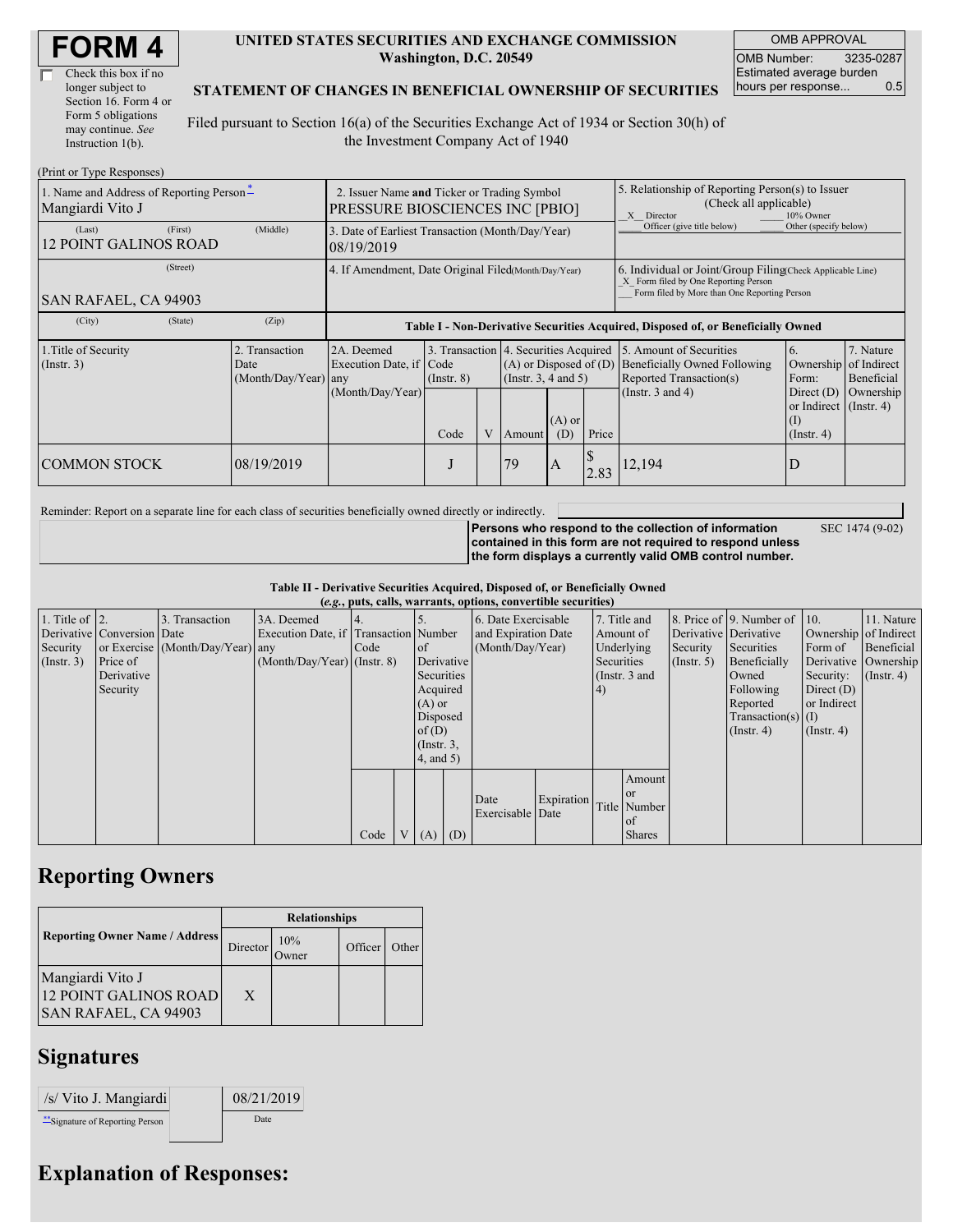# FORM 4

☐ Check this box if no longer subject to Section 16. Form 4 or Form 5 obligations may continue. *See* Instruction 1(b).

**UNITED STATES SECURITIES AND EXCHANGE COMMISSION**
**Washington, D.C. 20549**

**STATEMENT OF CHANGES IN BENEFICIAL OWNERSHIP OF SECURITIES**

Filed pursuant to Section 16(a) of the Securities Exchange Act of 1934 or Section 30(h) of the Investment Company Act of 1940

| OMB APPROVAL | |
|---|---|
| OMB Number: | 3235-0287 |
| Estimated average burden hours per response... | 0.5 |

(Print or Type Responses)

| 1. Name and Address of Reporting Person* | 2. Issuer Name and Ticker or Trading Symbol | 5. Relationship of Reporting Person(s) to Issuer (Check all applicable) |
|---|---|---|
| Mangiardi Vito J | PRESSURE BIOSCIENCES INC [PBIO] | X Director ___ 10% Owner ___ Officer (give title below) ___ Other (specify below) |
| (Last) (First) (Middle) 12 POINT GALINOS ROAD | 3. Date of Earliest Transaction (Month/Day/Year) 08/19/2019 | |
| (Street) SAN RAFAEL, CA 94903 | 4. If Amendment, Date Original Filed (Month/Day/Year) | 6. Individual or Joint/Group Filing (Check Applicable Line) X Form filed by One Reporting Person ___ Form filed by More than One Reporting Person |
| (City) (State) (Zip) | | |

**Table I - Non-Derivative Securities Acquired, Disposed of, or Beneficially Owned**

| 1.Title of Security (Instr. 3) | 2. Transaction Date (Month/Day/Year) | 2A. Deemed Execution Date, if any (Month/Day/Year) | 3. Transaction Code (Instr. 8) | | 4. Securities Acquired (A) or Disposed of (D) (Instr. 3, 4 and 5) | | | 5. Amount of Securities Beneficially Owned Following Reported Transaction(s) (Instr. 3 and 4) | 6. Ownership Form: Direct (D) or Indirect (I) (Instr. 4) | 7. Nature of Indirect Beneficial Ownership (Instr. 4) |
|---|---|---|---|---|---|---|---|---|---|---|
| | | | Code | V | Amount | (A) or (D) | Price | | | |
| COMMON STOCK | 08/19/2019 | | J | | 79 | A | $ 2.83 | 12,194 | D | |

Reminder: Report on a separate line for each class of securities beneficially owned directly or indirectly.

**Persons who respond to the collection of information contained in this form are not required to respond unless the form displays a currently valid OMB control number.** SEC 1474 (9-02)

**Table II - Derivative Securities Acquired, Disposed of, or Beneficially Owned**
**(*e.g.*, puts, calls, warrants, options, convertible securities)**

| 1. Title of Derivative Security (Instr. 3) | 2. Conversion or Exercise Price of Derivative Security | 3. Transaction Date (Month/Day/Year) | 3A. Deemed Execution Date, if any (Month/Day/Year) | 4. Transaction Code (Instr. 8) | | 5. Number of Derivative Securities Acquired (A) or Disposed of (D) (Instr. 3, 4, and 5) | | 6. Date Exercisable and Expiration Date (Month/Day/Year) | | 7. Title and Amount of Underlying Securities (Instr. 3 and 4) | | 8. Price of Derivative Security (Instr. 5) | 9. Number of Derivative Securities Beneficially Owned Following Reported Transaction(s) (Instr. 4) | 10. Ownership Form of Derivative Security: Direct (D) or Indirect (I) (Instr. 4) | 11. Nature of Indirect Beneficial Ownership (Instr. 4) |
|---|---|---|---|---|---|---|---|---|---|---|---|---|---|---|---|
| | | | | Code | V | (A) | (D) | Date Exercisable | Expiration Date | Title | Amount or Number of Shares | | | | |

## Reporting Owners

| Reporting Owner Name / Address | Relationships | | | |
|---|---|---|---|---|
| | Director | 10% Owner | Officer | Other |
| Mangiardi Vito J 12 POINT GALINOS ROAD SAN RAFAEL, CA 94903 | X | | | |

## Signatures

| /s/ Vito J. Mangiardi | | 08/21/2019 |
|---|---|---|
| **Signature of Reporting Person | | Date |

## Explanation of Responses: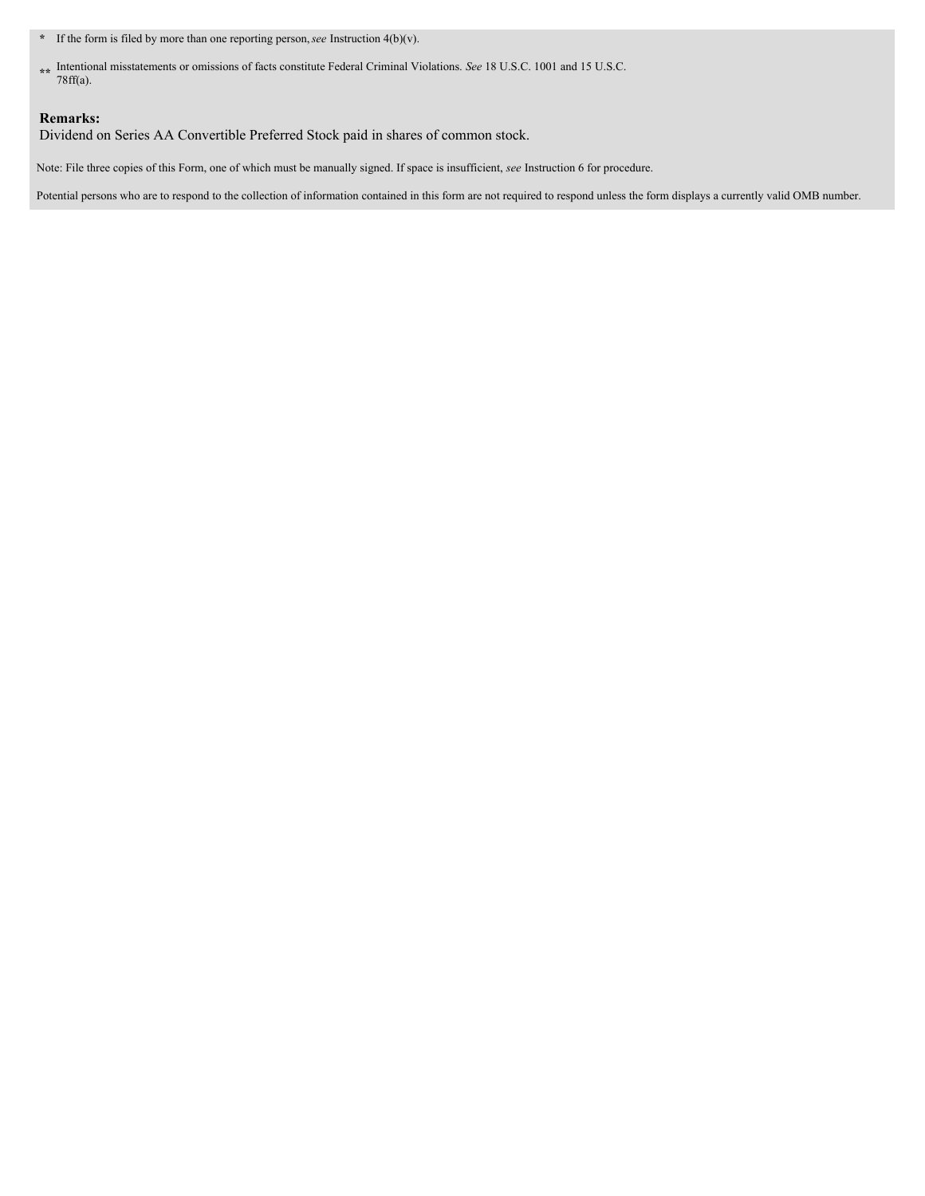* If the form is filed by more than one reporting person, *see* Instruction 4(b)(v).

** Intentional misstatements or omissions of facts constitute Federal Criminal Violations. *See* 18 U.S.C. 1001 and 15 U.S.C. 78ff(a).

**Remarks:**
Dividend on Series AA Convertible Preferred Stock paid in shares of common stock.

Note: File three copies of this Form, one of which must be manually signed. If space is insufficient, *see* Instruction 6 for procedure.

Potential persons who are to respond to the collection of information contained in this form are not required to respond unless the form displays a currently valid OMB number.